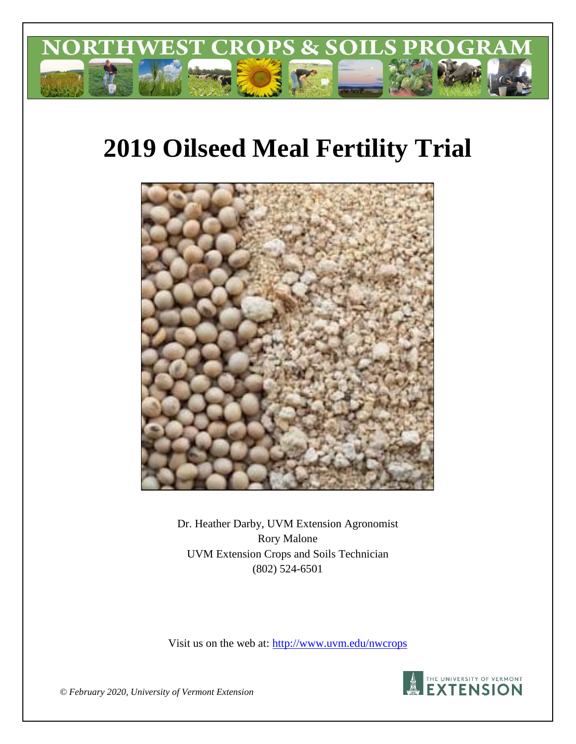# 2019 Oilseed Meal Fertility Trial

Dr. Heather Darby, UVM Extension Agronomist
Rory Malone
UVM Extension Crops and Soils Technician
(802) 524-6501

Visit us on the web at: http://www.uvm.edu/nwcrops

*© February 2020, University of Vermont Extension*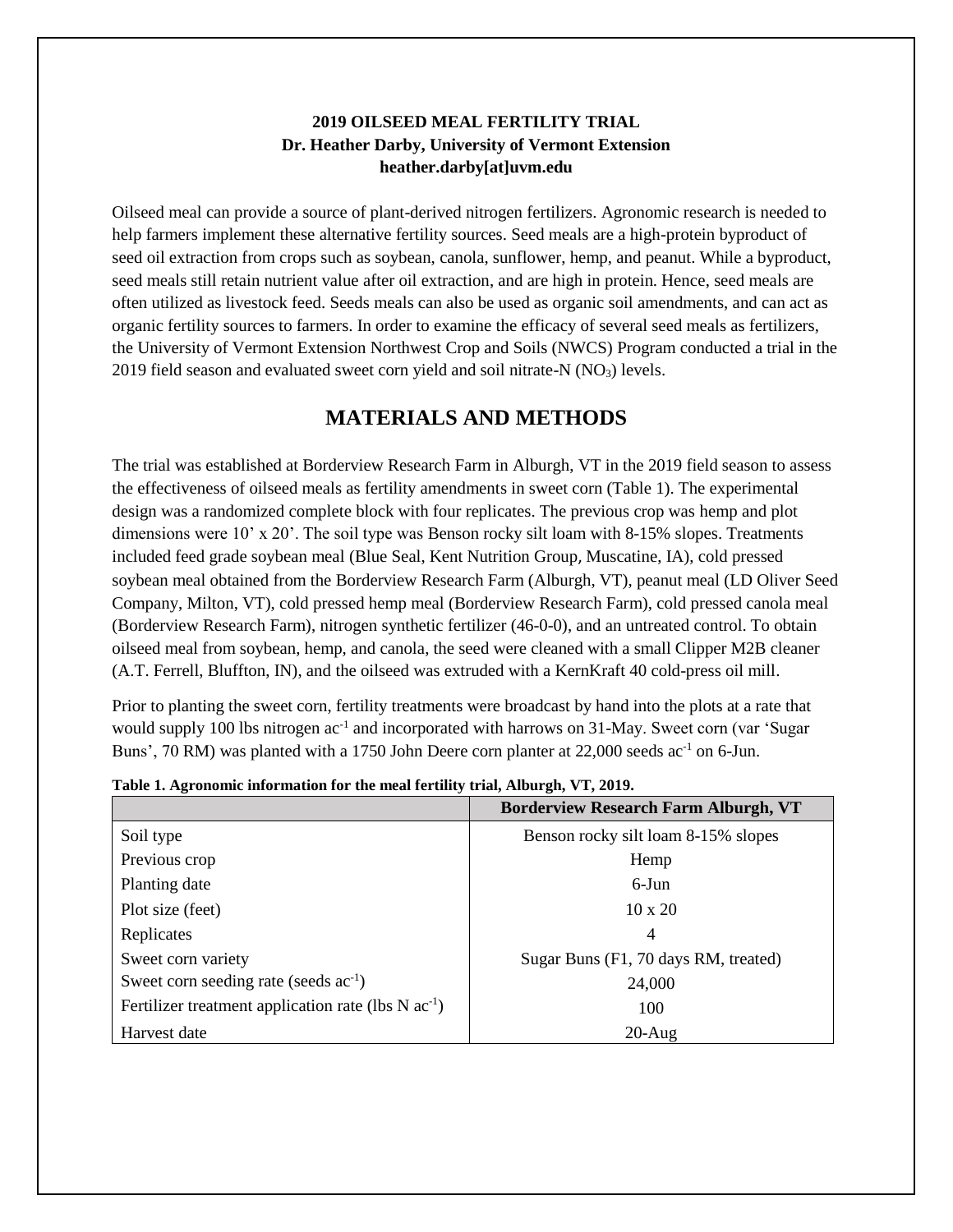**2019 OILSEED MEAL FERTILITY TRIAL**
**Dr. Heather Darby, University of Vermont Extension**
**heather.darby[at]uvm.edu**

Oilseed meal can provide a source of plant-derived nitrogen fertilizers. Agronomic research is needed to help farmers implement these alternative fertility sources. Seed meals are a high-protein byproduct of seed oil extraction from crops such as soybean, canola, sunflower, hemp, and peanut. While a byproduct, seed meals still retain nutrient value after oil extraction, and are high in protein. Hence, seed meals are often utilized as livestock feed. Seeds meals can also be used as organic soil amendments, and can act as organic fertility sources to farmers. In order to examine the efficacy of several seed meals as fertilizers, the University of Vermont Extension Northwest Crop and Soils (NWCS) Program conducted a trial in the 2019 field season and evaluated sweet corn yield and soil nitrate-N ($NO_3$) levels.

## MATERIALS AND METHODS

The trial was established at Borderview Research Farm in Alburgh, VT in the 2019 field season to assess the effectiveness of oilseed meals as fertility amendments in sweet corn (Table 1). The experimental design was a randomized complete block with four replicates. The previous crop was hemp and plot dimensions were 10' x 20'. The soil type was Benson rocky silt loam with 8-15% slopes. Treatments included feed grade soybean meal (Blue Seal, Kent Nutrition Group, Muscatine, IA), cold pressed soybean meal obtained from the Borderview Research Farm (Alburgh, VT), peanut meal (LD Oliver Seed Company, Milton, VT), cold pressed hemp meal (Borderview Research Farm), cold pressed canola meal (Borderview Research Farm), nitrogen synthetic fertilizer (46-0-0), and an untreated control. To obtain oilseed meal from soybean, hemp, and canola, the seed were cleaned with a small Clipper M2B cleaner (A.T. Ferrell, Bluffton, IN), and the oilseed was extruded with a KernKraft 40 cold-press oil mill.

Prior to planting the sweet corn, fertility treatments were broadcast by hand into the plots at a rate that would supply 100 lbs nitrogen $ac^{-1}$ and incorporated with harrows on 31-May. Sweet corn (var 'Sugar Buns', 70 RM) was planted with a 1750 John Deere corn planter at 22,000 seeds $ac^{-1}$ on 6-Jun.

**Table 1. Agronomic information for the meal fertility trial, Alburgh, VT, 2019.**

| | Borderview Research Farm Alburgh, VT |
|---|---|
| Soil type | Benson rocky silt loam 8-15% slopes |
| Previous crop | Hemp |
| Planting date | 6-Jun |
| Plot size (feet) | 10 x 20 |
| Replicates | 4 |
| Sweet corn variety | Sugar Buns (F1, 70 days RM, treated) |
| Sweet corn seeding rate (seeds $ac^{-1}$) | 24,000 |
| Fertilizer treatment application rate (lbs N $ac^{-1}$) | 100 |
| Harvest date | 20-Aug |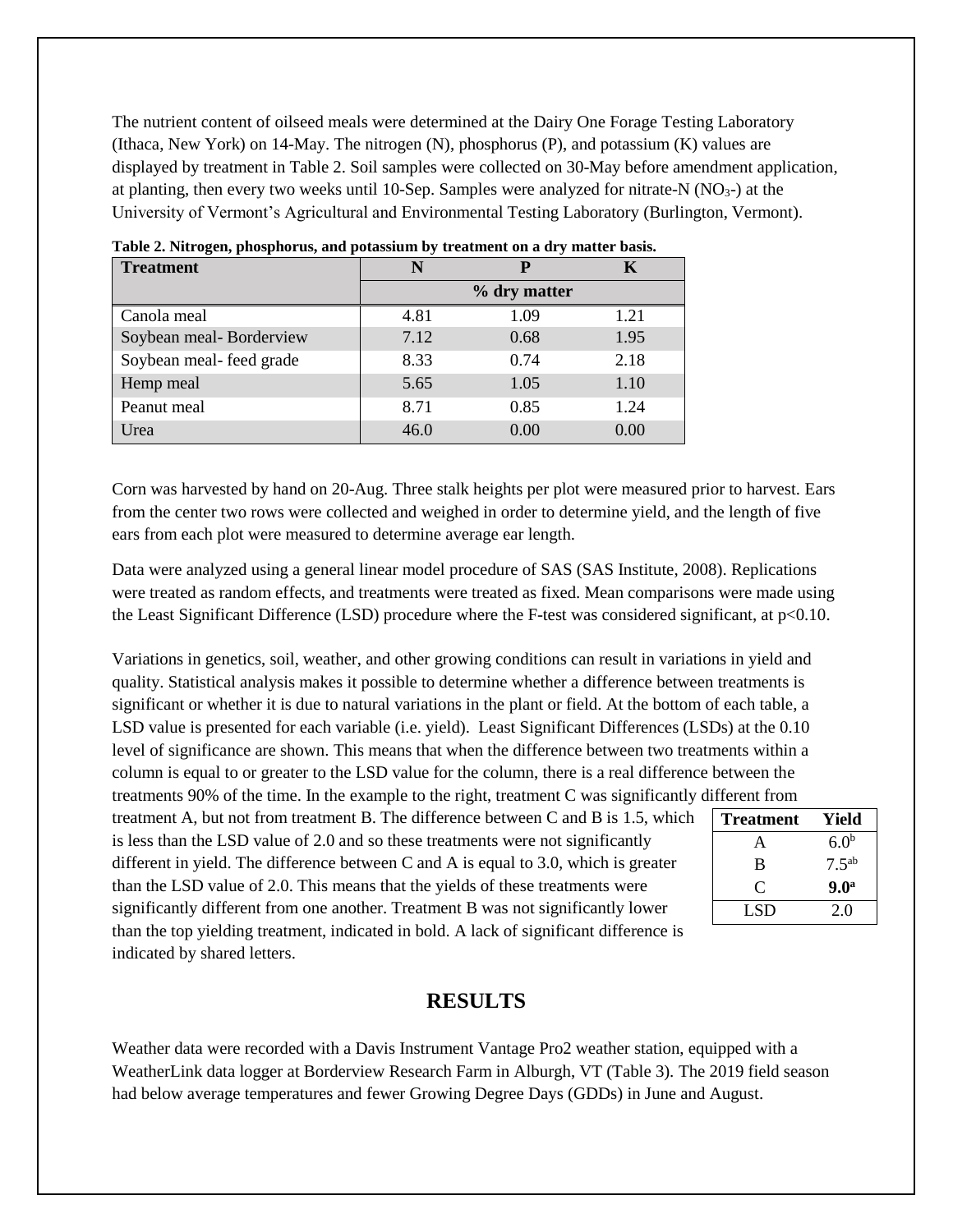The nutrient content of oilseed meals were determined at the Dairy One Forage Testing Laboratory (Ithaca, New York) on 14-May. The nitrogen (N), phosphorus (P), and potassium (K) values are displayed by treatment in Table 2. Soil samples were collected on 30-May before amendment application, at planting, then every two weeks until 10-Sep. Samples were analyzed for nitrate-N ($NO_3$-) at the University of Vermont's Agricultural and Environmental Testing Laboratory (Burlington, Vermont).

**Table 2. Nitrogen, phosphorus, and potassium by treatment on a dry matter basis.**

| Treatment | N | P | K |
|---|---|---|---|
| | % dry matter | | |
| Canola meal | 4.81 | 1.09 | 1.21 |
| Soybean meal- Borderview | 7.12 | 0.68 | 1.95 |
| Soybean meal- feed grade | 8.33 | 0.74 | 2.18 |
| Hemp meal | 5.65 | 1.05 | 1.10 |
| Peanut meal | 8.71 | 0.85 | 1.24 |
| Urea | 46.0 | 0.00 | 0.00 |

Corn was harvested by hand on 20-Aug. Three stalk heights per plot were measured prior to harvest. Ears from the center two rows were collected and weighed in order to determine yield, and the length of five ears from each plot were measured to determine average ear length.

Data were analyzed using a general linear model procedure of SAS (SAS Institute, 2008). Replications were treated as random effects, and treatments were treated as fixed. Mean comparisons were made using the Least Significant Difference (LSD) procedure where the F-test was considered significant, at $p<0.10$.

Variations in genetics, soil, weather, and other growing conditions can result in variations in yield and quality. Statistical analysis makes it possible to determine whether a difference between treatments is significant or whether it is due to natural variations in the plant or field. At the bottom of each table, a LSD value is presented for each variable (i.e. yield). Least Significant Differences (LSDs) at the 0.10 level of significance are shown. This means that when the difference between two treatments within a column is equal to or greater to the LSD value for the column, there is a real difference between the treatments 90% of the time. In the example to the right, treatment C was significantly different from treatment A, but not from treatment B. The difference between C and B is 1.5, which is less than the LSD value of 2.0 and so these treatments were not significantly different in yield. The difference between C and A is equal to 3.0, which is greater than the LSD value of 2.0. This means that the yields of these treatments were significantly different from one another. Treatment B was not significantly lower than the top yielding treatment, indicated in bold. A lack of significant difference is indicated by shared letters.

| Treatment | Yield |
|---|---|
| A | 6.0[b] |
| B | 7.5[ab] |
| C | **9.0[a]** |
| LSD | 2.0 |

## RESULTS

Weather data were recorded with a Davis Instrument Vantage Pro2 weather station, equipped with a WeatherLink data logger at Borderview Research Farm in Alburgh, VT (Table 3). The 2019 field season had below average temperatures and fewer Growing Degree Days (GDDs) in June and August.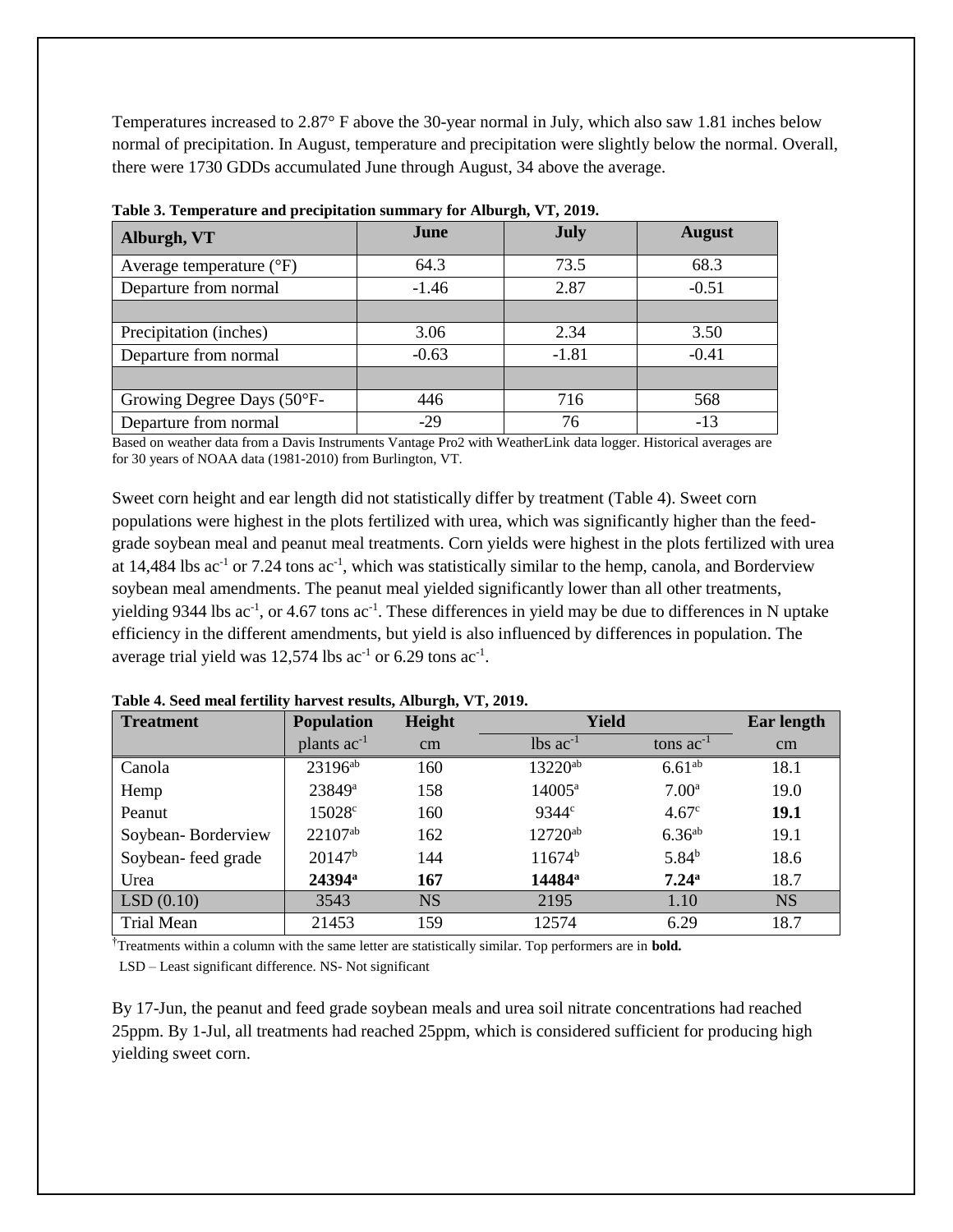Temperatures increased to 2.87° F above the 30-year normal in July, which also saw 1.81 inches below normal of precipitation. In August, temperature and precipitation were slightly below the normal. Overall, there were 1730 GDDs accumulated June through August, 34 above the average.

**Table 3. Temperature and precipitation summary for Alburgh, VT, 2019.**

| Alburgh, VT | June | July | August |
|---|---|---|---|
| Average temperature (°F) | 64.3 | 73.5 | 68.3 |
| Departure from normal | -1.46 | 2.87 | -0.51 |
| | | | |
| Precipitation (inches) | 3.06 | 2.34 | 3.50 |
| Departure from normal | -0.63 | -1.81 | -0.41 |
| | | | |
| Growing Degree Days (50°F- | 446 | 716 | 568 |
| Departure from normal | -29 | 76 | -13 |

Based on weather data from a Davis Instruments Vantage Pro2 with WeatherLink data logger. Historical averages are for 30 years of NOAA data (1981-2010) from Burlington, VT.

Sweet corn height and ear length did not statistically differ by treatment (Table 4). Sweet corn populations were highest in the plots fertilized with urea, which was significantly higher than the feed-grade soybean meal and peanut meal treatments. Corn yields were highest in the plots fertilized with urea at 14,484 lbs $ac^{-1}$ or 7.24 tons $ac^{-1}$, which was statistically similar to the hemp, canola, and Borderview soybean meal amendments. The peanut meal yielded significantly lower than all other treatments, yielding 9344 lbs $ac^{-1}$, or 4.67 tons $ac^{-1}$. These differences in yield may be due to differences in N uptake efficiency in the different amendments, but yield is also influenced by differences in population. The average trial yield was 12,574 lbs $ac^{-1}$ or 6.29 tons $ac^{-1}$.

**Table 4. Seed meal fertility harvest results, Alburgh, VT, 2019.**

| Treatment | Population | Height | Yield | | Ear length |
|---|---|---|---|---|---|
| | plants $ac^{-1}$ | cm | lbs $ac^{-1}$ | tons $ac^{-1}$ | cm |
| Canola | 23196$^{ab}$ | 160 | 13220$^{ab}$ | 6.61$^{ab}$ | 18.1 |
| Hemp | 23849$^{a}$ | 158 | 14005$^{a}$ | 7.00$^{a}$ | 19.0 |
| Peanut | 15028$^{c}$ | 160 | 9344$^{c}$ | 4.67$^{c}$ | **19.1** |
| Soybean- Borderview | 22107$^{ab}$ | 162 | 12720$^{ab}$ | 6.36$^{ab}$ | 19.1 |
| Soybean- feed grade | 20147$^{b}$ | 144 | 11674$^{b}$ | 5.84$^{b}$ | 18.6 |
| Urea | **24394$^{a}$** | **167** | **14484$^{a}$** | **7.24$^{a}$** | 18.7 |
| LSD (0.10) | 3543 | NS | 2195 | 1.10 | NS |
| Trial Mean | 21453 | 159 | 12574 | 6.29 | 18.7 |

†Treatments within a column with the same letter are statistically similar. Top performers are in **bold.**
LSD – Least significant difference. NS- Not significant

By 17-Jun, the peanut and feed grade soybean meals and urea soil nitrate concentrations had reached 25ppm. By 1-Jul, all treatments had reached 25ppm, which is considered sufficient for producing high yielding sweet corn.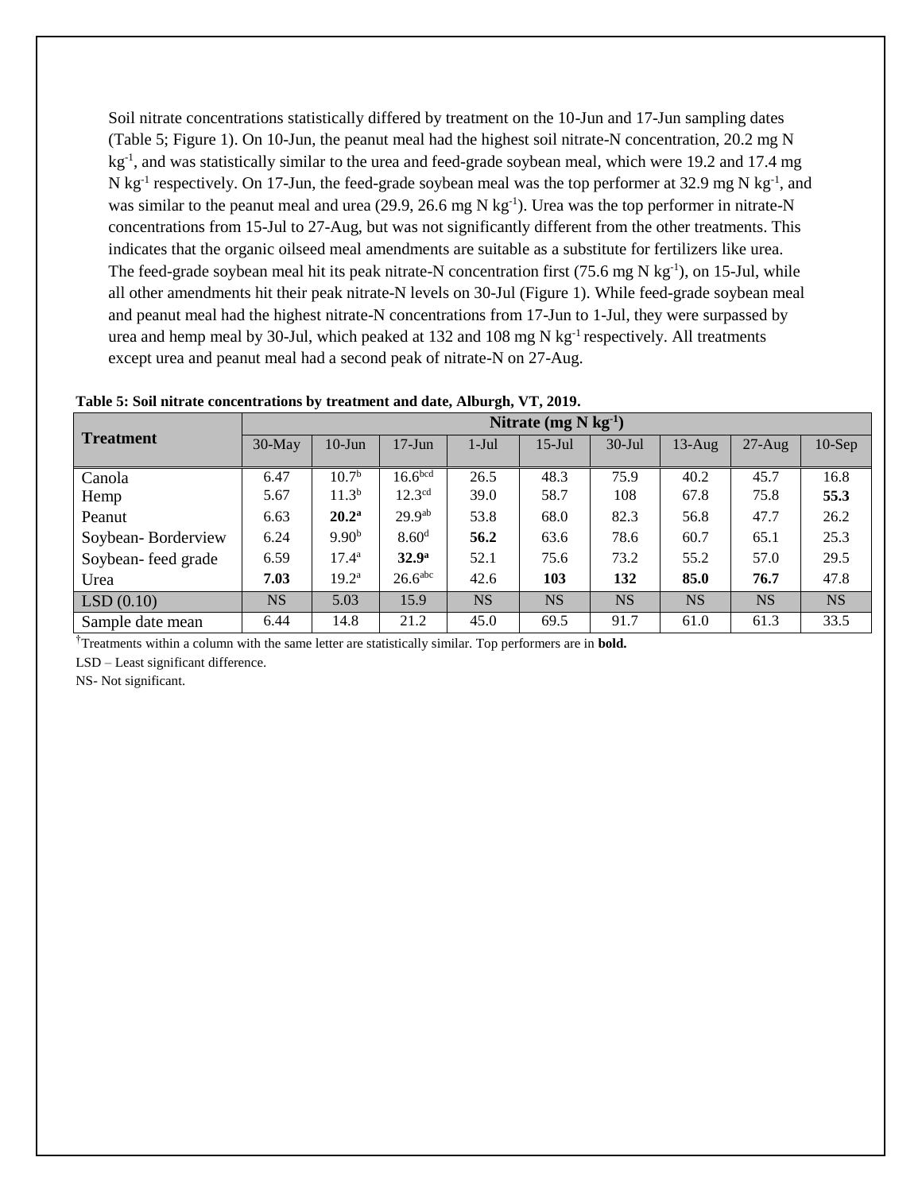Soil nitrate concentrations statistically differed by treatment on the 10-Jun and 17-Jun sampling dates (Table 5; Figure 1). On 10-Jun, the peanut meal had the highest soil nitrate-N concentration, 20.2 mg N $kg^{-1}$, and was statistically similar to the urea and feed-grade soybean meal, which were 19.2 and 17.4 mg N $kg^{-1}$ respectively. On 17-Jun, the feed-grade soybean meal was the top performer at 32.9 mg N $kg^{-1}$, and was similar to the peanut meal and urea (29.9, 26.6 mg N $kg^{-1}$). Urea was the top performer in nitrate-N concentrations from 15-Jul to 27-Aug, but was not significantly different from the other treatments. This indicates that the organic oilseed meal amendments are suitable as a substitute for fertilizers like urea. The feed-grade soybean meal hit its peak nitrate-N concentration first (75.6 mg N $kg^{-1}$), on 15-Jul, while all other amendments hit their peak nitrate-N levels on 30-Jul (Figure 1). While feed-grade soybean meal and peanut meal had the highest nitrate-N concentrations from 17-Jun to 1-Jul, they were surpassed by urea and hemp meal by 30-Jul, which peaked at 132 and 108 mg N $kg^{-1}$ respectively. All treatments except urea and peanut meal had a second peak of nitrate-N on 27-Aug.

**Table 5: Soil nitrate concentrations by treatment and date, Alburgh, VT, 2019.**

| Treatment | Nitrate (mg N $kg^{-1}$) | | | | | | | | |
|---|---|---|---|---|---|---|---|---|---|
| | 30-May | 10-Jun | 17-Jun | 1-Jul | 15-Jul | 30-Jul | 13-Aug | 27-Aug | 10-Sep |
| Canola | 6.47 | 10.7[b] | 16.6[bcd] | 26.5 | 48.3 | 75.9 | 40.2 | 45.7 | 16.8 |
| Hemp | 5.67 | 11.3[b] | 12.3[cd] | 39.0 | 58.7 | 108 | 67.8 | 75.8 | **55.3** |
| Peanut | 6.63 | **20.2[a]** | 29.9[ab] | 53.8 | 68.0 | 82.3 | 56.8 | 47.7 | 26.2 |
| Soybean- Borderview | 6.24 | 9.90[b] | 8.60[d] | **56.2** | 63.6 | 78.6 | 60.7 | 65.1 | 25.3 |
| Soybean- feed grade | 6.59 | 17.4[a] | **32.9[a]** | 52.1 | 75.6 | 73.2 | 55.2 | 57.0 | 29.5 |
| Urea | **7.03** | 19.2[a] | 26.6[abc] | 42.6 | **103** | **132** | **85.0** | **76.7** | 47.8 |
| LSD (0.10) | NS | 5.03 | 15.9 | NS | NS | NS | NS | NS | NS |
| Sample date mean | 6.44 | 14.8 | 21.2 | 45.0 | 69.5 | 91.7 | 61.0 | 61.3 | 33.5 |

[†]Treatments within a column with the same letter are statistically similar. Top performers are in **bold.**

LSD – Least significant difference.

NS- Not significant.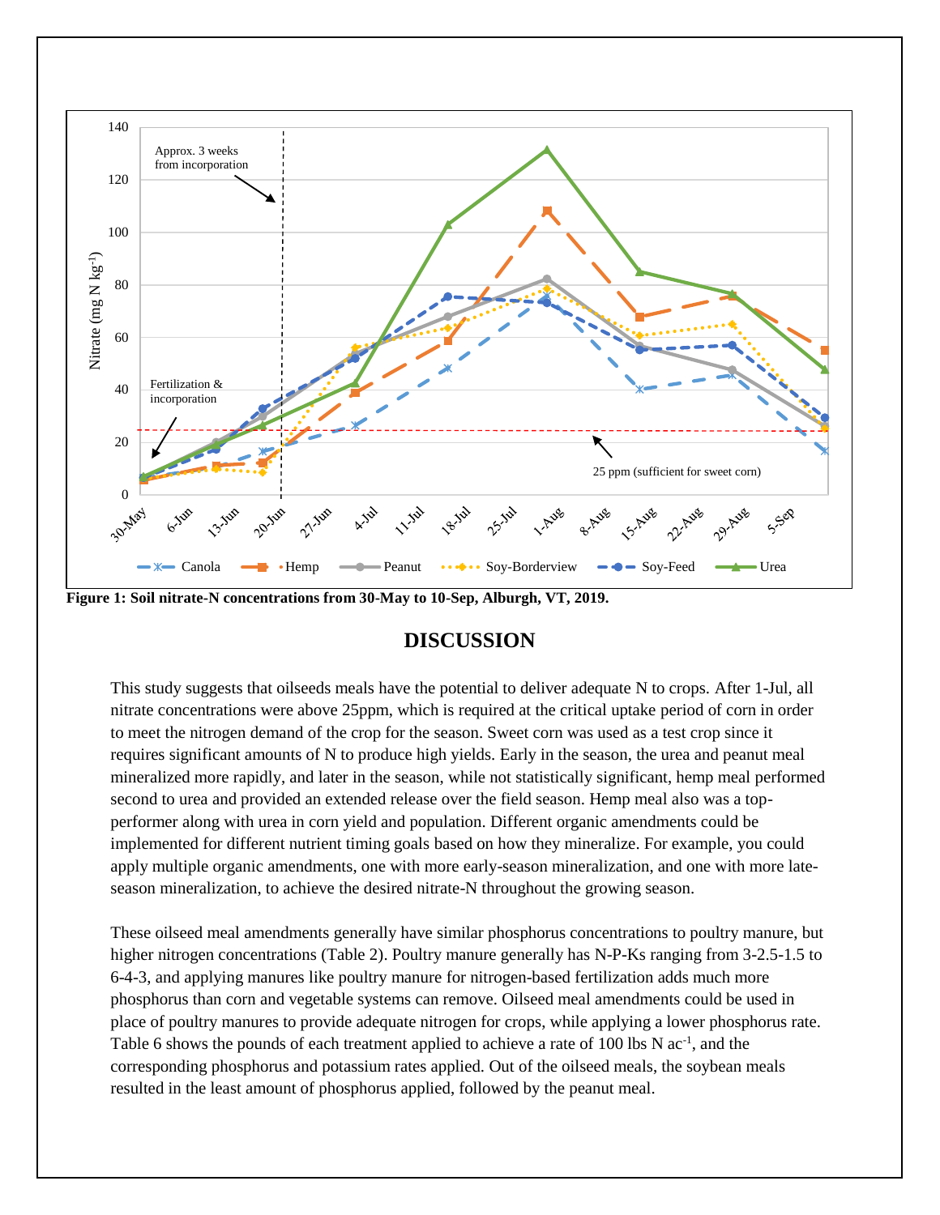Figure 1: Soil nitrate-N concentrations from 30-May to 10-Sep, Alburgh, VT, 2019.

## DISCUSSION

This study suggests that oilseeds meals have the potential to deliver adequate N to crops. After 1-Jul, all nitrate concentrations were above 25ppm, which is required at the critical uptake period of corn in order to meet the nitrogen demand of the crop for the season. Sweet corn was used as a test crop since it requires significant amounts of N to produce high yields. Early in the season, the urea and peanut meal mineralized more rapidly, and later in the season, while not statistically significant, hemp meal performed second to urea and provided an extended release over the field season. Hemp meal also was a top-performer along with urea in corn yield and population. Different organic amendments could be implemented for different nutrient timing goals based on how they mineralize. For example, you could apply multiple organic amendments, one with more early-season mineralization, and one with more late-season mineralization, to achieve the desired nitrate-N throughout the growing season.

These oilseed meal amendments generally have similar phosphorus concentrations to poultry manure, but higher nitrogen concentrations (Table 2). Poultry manure generally has N-P-Ks ranging from 3-2.5-1.5 to 6-4-3, and applying manures like poultry manure for nitrogen-based fertilization adds much more phosphorus than corn and vegetable systems can remove. Oilseed meal amendments could be used in place of poultry manures to provide adequate nitrogen for crops, while applying a lower phosphorus rate. Table 6 shows the pounds of each treatment applied to achieve a rate of 100 lbs N ac$^{-1}$, and the corresponding phosphorus and potassium rates applied. Out of the oilseed meals, the soybean meals resulted in the least amount of phosphorus applied, followed by the peanut meal.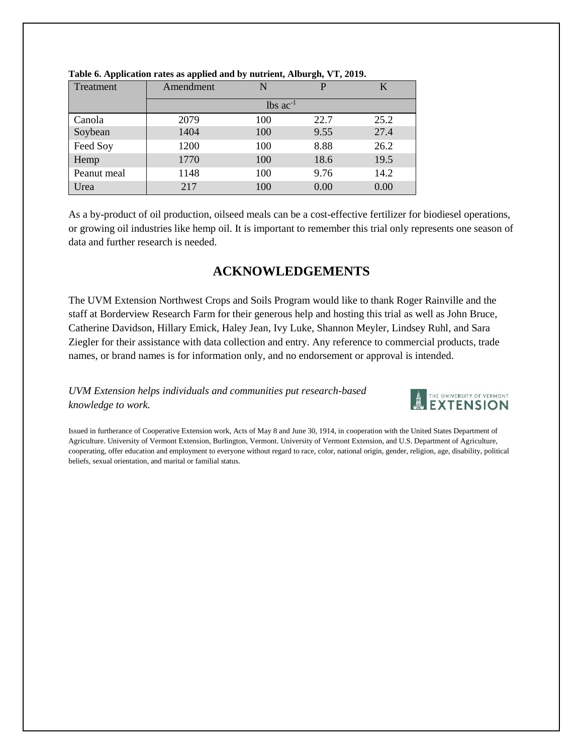**Table 6. Application rates as applied and by nutrient, Alburgh, VT, 2019.**

| Treatment | Amendment | N | P | K |
|---|---|---|---|---|
| | lbs $ac^{-1}$ | | | |
| Canola | 2079 | 100 | 22.7 | 25.2 |
| Soybean | 1404 | 100 | 9.55 | 27.4 |
| Feed Soy | 1200 | 100 | 8.88 | 26.2 |
| Hemp | 1770 | 100 | 18.6 | 19.5 |
| Peanut meal | 1148 | 100 | 9.76 | 14.2 |
| Urea | 217 | 100 | 0.00 | 0.00 |

As a by-product of oil production, oilseed meals can be a cost-effective fertilizer for biodiesel operations, or growing oil industries like hemp oil. It is important to remember this trial only represents one season of data and further research is needed.

## ACKNOWLEDGEMENTS

The UVM Extension Northwest Crops and Soils Program would like to thank Roger Rainville and the staff at Borderview Research Farm for their generous help and hosting this trial as well as John Bruce, Catherine Davidson, Hillary Emick, Haley Jean, Ivy Luke, Shannon Meyler, Lindsey Ruhl, and Sara Ziegler for their assistance with data collection and entry. Any reference to commercial products, trade names, or brand names is for information only, and no endorsement or approval is intended.

*UVM Extension helps individuals and communities put research-based knowledge to work.*

THE UNIVERSITY OF VERMONT EXTENSION

Issued in furtherance of Cooperative Extension work, Acts of May 8 and June 30, 1914, in cooperation with the United States Department of Agriculture. University of Vermont Extension, Burlington, Vermont. University of Vermont Extension, and U.S. Department of Agriculture, cooperating, offer education and employment to everyone without regard to race, color, national origin, gender, religion, age, disability, political beliefs, sexual orientation, and marital or familial status.